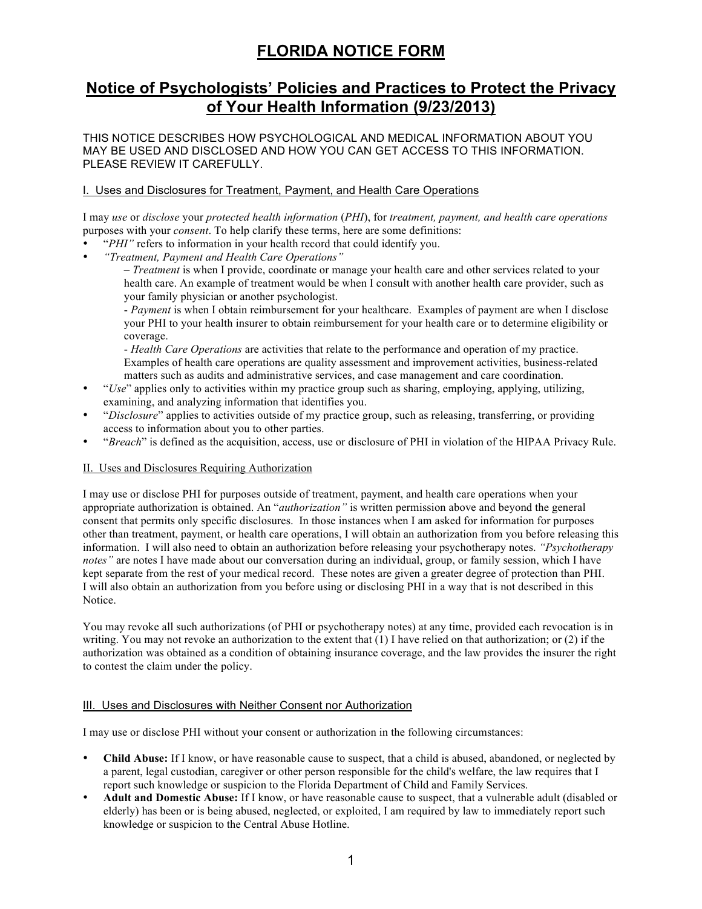# FLORIDA NOTICE FORM

## Notice of Psychologists' Policies and Practices to Protect the Privacy of Your Health Information (9/23/2013)

THIS NOTICE DESCRIBES HOW PSYCHOLOGICAL AND MEDICAL INFORMATION ABOUT YOU MAY BE USED AND DISCLOSED AND HOW YOU CAN GET ACCESS TO THIS INFORMATION. PLEASE REVIEW IT CAREFULLY.

### I. Uses and Disclosures for Treatment, Payment, and Health Care Operations

I may *use* or *disclose* your *protected health information* (*PHI*), for *treatment, payment, and health care operations* purposes with your *consent*. To help clarify these terms, here are some definitions:

- "*PHI"* refers to information in your health record that could identify you.
- *"Treatment, Payment and Health Care Operations"*
  - – *Treatment* is when I provide, coordinate or manage your health care and other services related to your health care. An example of treatment would be when I consult with another health care provider, such as your family physician or another psychologist.
  - - *Payment* is when I obtain reimbursement for your healthcare. Examples of payment are when I disclose your PHI to your health insurer to obtain reimbursement for your health care or to determine eligibility or coverage.
  - - *Health Care Operations* are activities that relate to the performance and operation of my practice. Examples of health care operations are quality assessment and improvement activities, business-related matters such as audits and administrative services, and case management and care coordination.
- "*Use*" applies only to activities within my practice group such as sharing, employing, applying, utilizing, examining, and analyzing information that identifies you.
- "*Disclosure*" applies to activities outside of my practice group, such as releasing, transferring, or providing access to information about you to other parties.
- "*Breach*" is defined as the acquisition, access, use or disclosure of PHI in violation of the HIPAA Privacy Rule.

### II. Uses and Disclosures Requiring Authorization

I may use or disclose PHI for purposes outside of treatment, payment, and health care operations when your appropriate authorization is obtained. An "*authorization"* is written permission above and beyond the general consent that permits only specific disclosures. In those instances when I am asked for information for purposes other than treatment, payment, or health care operations, I will obtain an authorization from you before releasing this information. I will also need to obtain an authorization before releasing your psychotherapy notes. *"Psychotherapy notes"* are notes I have made about our conversation during an individual, group, or family session, which I have kept separate from the rest of your medical record. These notes are given a greater degree of protection than PHI. I will also obtain an authorization from you before using or disclosing PHI in a way that is not described in this Notice.

You may revoke all such authorizations (of PHI or psychotherapy notes) at any time, provided each revocation is in writing. You may not revoke an authorization to the extent that (1) I have relied on that authorization; or (2) if the authorization was obtained as a condition of obtaining insurance coverage, and the law provides the insurer the right to contest the claim under the policy.

### III. Uses and Disclosures with Neither Consent nor Authorization

I may use or disclose PHI without your consent or authorization in the following circumstances:

- **Child Abuse:** If I know, or have reasonable cause to suspect, that a child is abused, abandoned, or neglected by a parent, legal custodian, caregiver or other person responsible for the child's welfare, the law requires that I report such knowledge or suspicion to the Florida Department of Child and Family Services.
- **Adult and Domestic Abuse:** If I know, or have reasonable cause to suspect, that a vulnerable adult (disabled or elderly) has been or is being abused, neglected, or exploited, I am required by law to immediately report such knowledge or suspicion to the Central Abuse Hotline.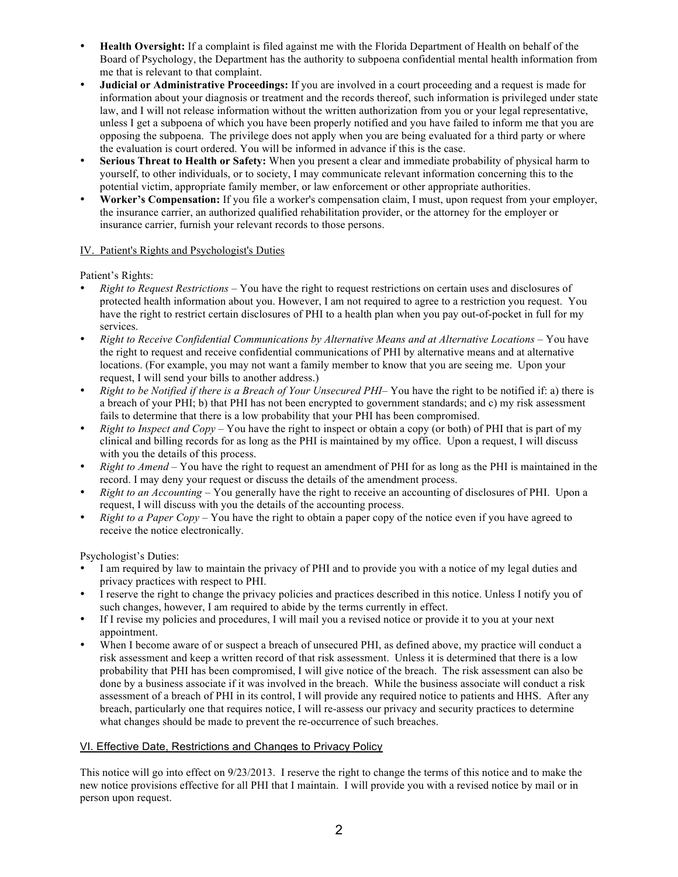- **Health Oversight:** If a complaint is filed against me with the Florida Department of Health on behalf of the Board of Psychology, the Department has the authority to subpoena confidential mental health information from me that is relevant to that complaint.
- **Judicial or Administrative Proceedings:** If you are involved in a court proceeding and a request is made for information about your diagnosis or treatment and the records thereof, such information is privileged under state law, and I will not release information without the written authorization from you or your legal representative, unless I get a subpoena of which you have been properly notified and you have failed to inform me that you are opposing the subpoena. The privilege does not apply when you are being evaluated for a third party or where the evaluation is court ordered. You will be informed in advance if this is the case.
- **Serious Threat to Health or Safety:** When you present a clear and immediate probability of physical harm to yourself, to other individuals, or to society, I may communicate relevant information concerning this to the potential victim, appropriate family member, or law enforcement or other appropriate authorities.
- **Worker's Compensation:** If you file a worker's compensation claim, I must, upon request from your employer, the insurance carrier, an authorized qualified rehabilitation provider, or the attorney for the employer or insurance carrier, furnish your relevant records to those persons.

## IV. Patient's Rights and Psychologist's Duties

Patient's Rights:

- *Right to Request Restrictions* – You have the right to request restrictions on certain uses and disclosures of protected health information about you. However, I am not required to agree to a restriction you request. You have the right to restrict certain disclosures of PHI to a health plan when you pay out-of-pocket in full for my services.
- *Right to Receive Confidential Communications by Alternative Means and at Alternative Locations* – You have the right to request and receive confidential communications of PHI by alternative means and at alternative locations. (For example, you may not want a family member to know that you are seeing me. Upon your request, I will send your bills to another address.)
- *Right to be Notified if there is a Breach of Your Unsecured PHI*– You have the right to be notified if: a) there is a breach of your PHI; b) that PHI has not been encrypted to government standards; and c) my risk assessment fails to determine that there is a low probability that your PHI has been compromised.
- *Right to Inspect and Copy* – You have the right to inspect or obtain a copy (or both) of PHI that is part of my clinical and billing records for as long as the PHI is maintained by my office. Upon a request, I will discuss with you the details of this process.
- *Right to Amend* – You have the right to request an amendment of PHI for as long as the PHI is maintained in the record. I may deny your request or discuss the details of the amendment process.
- *Right to an Accounting* – You generally have the right to receive an accounting of disclosures of PHI. Upon a request, I will discuss with you the details of the accounting process.
- *Right to a Paper Copy* – You have the right to obtain a paper copy of the notice even if you have agreed to receive the notice electronically.

Psychologist's Duties:

- I am required by law to maintain the privacy of PHI and to provide you with a notice of my legal duties and privacy practices with respect to PHI.
- I reserve the right to change the privacy policies and practices described in this notice. Unless I notify you of such changes, however, I am required to abide by the terms currently in effect.
- If I revise my policies and procedures, I will mail you a revised notice or provide it to you at your next appointment.
- When I become aware of or suspect a breach of unsecured PHI, as defined above, my practice will conduct a risk assessment and keep a written record of that risk assessment. Unless it is determined that there is a low probability that PHI has been compromised, I will give notice of the breach. The risk assessment can also be done by a business associate if it was involved in the breach. While the business associate will conduct a risk assessment of a breach of PHI in its control, I will provide any required notice to patients and HHS. After any breach, particularly one that requires notice, I will re-assess our privacy and security practices to determine what changes should be made to prevent the re-occurrence of such breaches.

## VI. Effective Date, Restrictions and Changes to Privacy Policy

This notice will go into effect on 9/23/2013. I reserve the right to change the terms of this notice and to make the new notice provisions effective for all PHI that I maintain. I will provide you with a revised notice by mail or in person upon request.